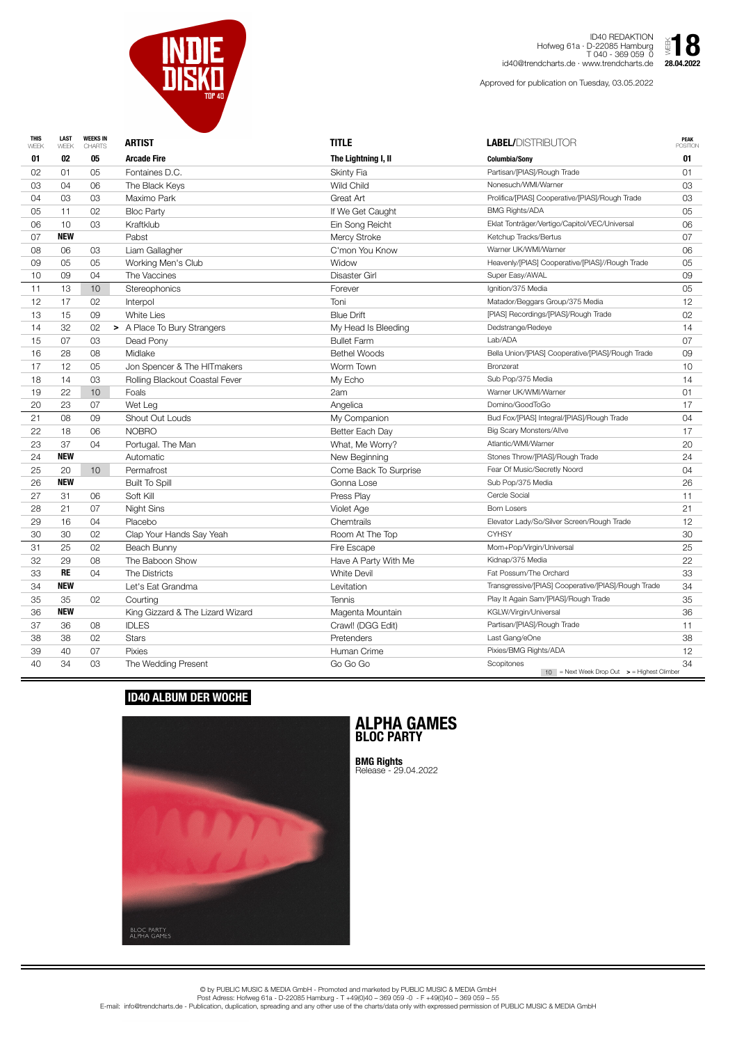# INDIE DISKO TOP 40

ID40 REDAKTION
Hofweg 61a · D-22085 Hamburg
T 040 - 369 059 0
id40@trendcharts.de · www.trendcharts.de

WEEK **18**
**28.04.2022**

Approved for publication on Tuesday, 03.05.2022

| THIS WEEK | LAST WEEK | WEEKS IN CHARTS | ARTIST | TITLE | LABEL/DISTRIBUTOR | PEAK POSITION |
|---|---|---|---|---|---|---|
| **01** | **02** | **05** | **Arcade Fire** | **The Lightning I, II** | **Columbia/Sony** | **01** |
| 02 | 01 | 05 | Fontaines D.C. | Skinty Fia | Partisan/[PIAS]/Rough Trade | 01 |
| 03 | 04 | 06 | The Black Keys | Wild Child | Nonesuch/WMI/Warner | 03 |
| 04 | 03 | 03 | Maximo Park | Great Art | Prolifica/[PIAS] Cooperative/[PIAS]/Rough Trade | 03 |
| 05 | 11 | 02 | Bloc Party | If We Get Caught | BMG Rights/ADA | 05 |
| 06 | 10 | 03 | Kraftklub | Ein Song Reicht | Eklat Tonträger/Vertigo/Capitol/VEC/Universal | 06 |
| 07 | **NEW** | | Pabst | Mercy Stroke | Ketchup Tracks/Bertus | 07 |
| 08 | 06 | 03 | Liam Gallagher | C'mon You Know | Warner UK/WMI/Warner | 06 |
| 09 | 05 | 05 | Working Men's Club | Widow | Heavenly/[PIAS] Cooperative/[PIAS]//Rough Trade | 05 |
| 10 | 09 | 04 | The Vaccines | Disaster Girl | Super Easy/AWAL | 09 |
| 11 | 13 | 10 | Stereophonics | Forever | Ignition/375 Media | 05 |
| 12 | 17 | 02 | Interpol | Toni | Matador/Beggars Group/375 Media | 12 |
| 13 | 15 | 09 | White Lies | Blue Drift | [PIAS] Recordings/[PIAS]/Rough Trade | 02 |
| 14 | 32 | 02 | > A Place To Bury Strangers | My Head Is Bleeding | Dedstrange/Redeye | 14 |
| 15 | 07 | 03 | Dead Pony | Bullet Farm | Lab/ADA | 07 |
| 16 | 28 | 08 | Midlake | Bethel Woods | Bella Union/[PIAS] Cooperative/[PIAS]/Rough Trade | 09 |
| 17 | 12 | 05 | Jon Spencer & The HITmakers | Worm Town | Bronzerat | 10 |
| 18 | 14 | 03 | Rolling Blackout Coastal Fever | My Echo | Sub Pop/375 Media | 14 |
| 19 | 22 | 10 | Foals | 2am | Warner UK/WMI/Warner | 01 |
| 20 | 23 | 07 | Wet Leg | Angelica | Domino/GoodToGo | 17 |
| 21 | 08 | 09 | Shout Out Louds | My Companion | Bud Fox/[PIAS] Integral/[PIAS]/Rough Trade | 04 |
| 22 | 18 | 06 | NOBRO | Better Each Day | Big Scary Monsters/Al!ve | 17 |
| 23 | 37 | 04 | Portugal. The Man | What, Me Worry? | Atlantic/WMI/Warner | 20 |
| 24 | **NEW** | | Automatic | New Beginning | Stones Throw/[PIAS]/Rough Trade | 24 |
| 25 | 20 | 10 | Permafrost | Come Back To Surprise | Fear Of Music/Secretly Noord | 04 |
| 26 | **NEW** | | Built To Spill | Gonna Lose | Sub Pop/375 Media | 26 |
| 27 | 31 | 06 | Soft Kill | Press Play | Cercle Social | 11 |
| 28 | 21 | 07 | Night Sins | Violet Age | Born Losers | 21 |
| 29 | 16 | 04 | Placebo | Chemtrails | Elevator Lady/So/Silver Screen/Rough Trade | 12 |
| 30 | 30 | 02 | Clap Your Hands Say Yeah | Room At The Top | CYHSY | 30 |
| 31 | 25 | 02 | Beach Bunny | Fire Escape | Mom+Pop/Virgin/Universal | 25 |
| 32 | 29 | 08 | The Baboon Show | Have A Party With Me | Kidnap/375 Media | 22 |
| 33 | **RE** | 04 | The Districts | White Devil | Fat Possum/The Orchard | 33 |
| 34 | **NEW** | | Let's Eat Grandma | Levitation | Transgressive/[PIAS] Cooperative/[PIAS]/Rough Trade | 34 |
| 35 | 35 | 02 | Courting | Tennis | Play It Again Sam/[PIAS]/Rough Trade | 35 |
| 36 | **NEW** | | King Gizzard & The Lizard Wizard | Magenta Mountain | KGLW/Virgin/Universal | 36 |
| 37 | 36 | 08 | IDLES | Crawl! (DGG Edit) | Partisan/[PIAS]/Rough Trade | 11 |
| 38 | 38 | 02 | Stars | Pretenders | Last Gang/eOne | 38 |
| 39 | 40 | 07 | Pixies | Human Crime | Pixies/BMG Rights/ADA | 12 |
| 40 | 34 | 03 | The Wedding Present | Go Go Go | Scopitones | 34 |

10 = Next Week Drop Out   > = Highest Climber

## ID40 ALBUM DER WOCHE

BLOC PARTY
ALPHA GAMES

### ALPHA GAMES
**BLOC PARTY**

**BMG Rights**
Release - 29.04.2022

© by PUBLIC MUSIC & MEDIA GmbH - Promoted and marketed by PUBLIC MUSIC & MEDIA GmbH
Post Adress: Hofweg 61a - D-22085 Hamburg - T +49(0)40 – 369 059 -0 - F +49(0)40 – 369 059 – 55
E-mail: info@trendcharts.de - Publication, duplication, spreading and any other use of the charts/data only with expressed permission of PUBLIC MUSIC & MEDIA GmbH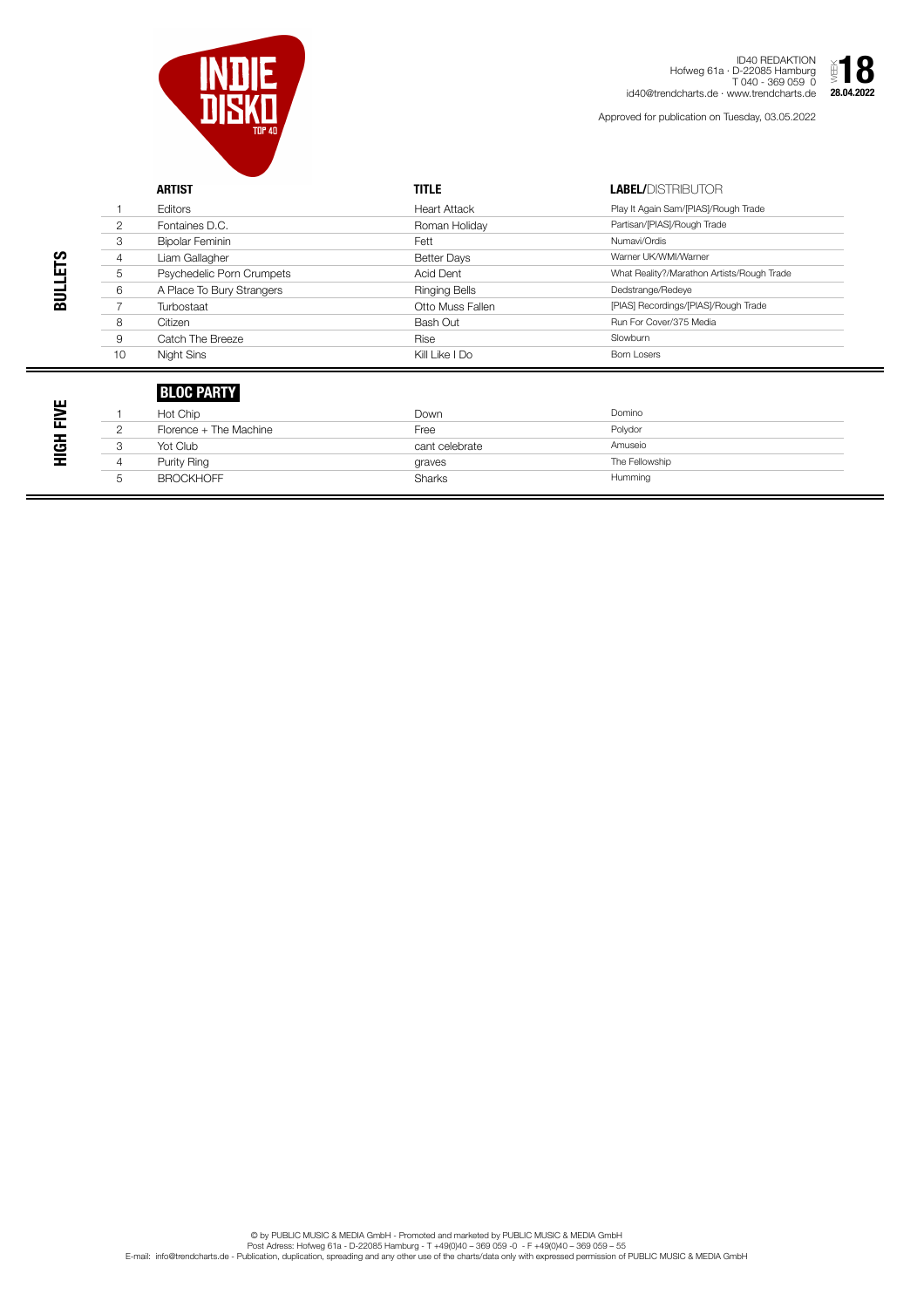INDIE DISKO TOP 40

ID40 REDAKTION
Hofweg 61a · D-22085 Hamburg
T 040 - 369 059 0
id40@trendcharts.de · www.trendcharts.de

WEEK **18**
**28.04.2022**

Approved for publication on Tuesday, 03.05.2022

## BULLETS

| | ARTIST | TITLE | LABEL/DISTRIBUTOR |
|---|---|---|---|
| 1 | Editors | Heart Attack | Play It Again Sam/[PIAS]/Rough Trade |
| 2 | Fontaines D.C. | Roman Holiday | Partisan/[PIAS]/Rough Trade |
| 3 | Bipolar Feminin | Fett | Numavi/Ordis |
| 4 | Liam Gallagher | Better Days | Warner UK/WMI/Warner |
| 5 | Psychedelic Porn Crumpets | Acid Dent | What Reality?/Marathon Artists/Rough Trade |
| 6 | A Place To Bury Strangers | Ringing Bells | Dedstrange/Redeye |
| 7 | Turbostaat | Otto Muss Fallen | [PIAS] Recordings/[PIAS]/Rough Trade |
| 8 | Citizen | Bash Out | Run For Cover/375 Media |
| 9 | Catch The Breeze | Rise | Slowburn |
| 10 | Night Sins | Kill Like I Do | Born Losers |

## HIGH FIVE

**BLOC PARTY**

| | | | |
|---|---|---|---|
| 1 | Hot Chip | Down | Domino |
| 2 | Florence + The Machine | Free | Polydor |
| 3 | Yot Club | cant celebrate | Amuseio |
| 4 | Purity Ring | graves | The Fellowship |
| 5 | BROCKHOFF | Sharks | Humming |

© by PUBLIC MUSIC & MEDIA GmbH - Promoted and marketed by PUBLIC MUSIC & MEDIA GmbH
Post Adress: Hofweg 61a - D-22085 Hamburg - T +49(0)40 – 369 059 -0 - F +49(0)40 – 369 059 – 55
E-mail: info@trendcharts.de - Publication, duplication, spreading and any other use of the charts/data only with expressed permission of PUBLIC MUSIC & MEDIA GmbH